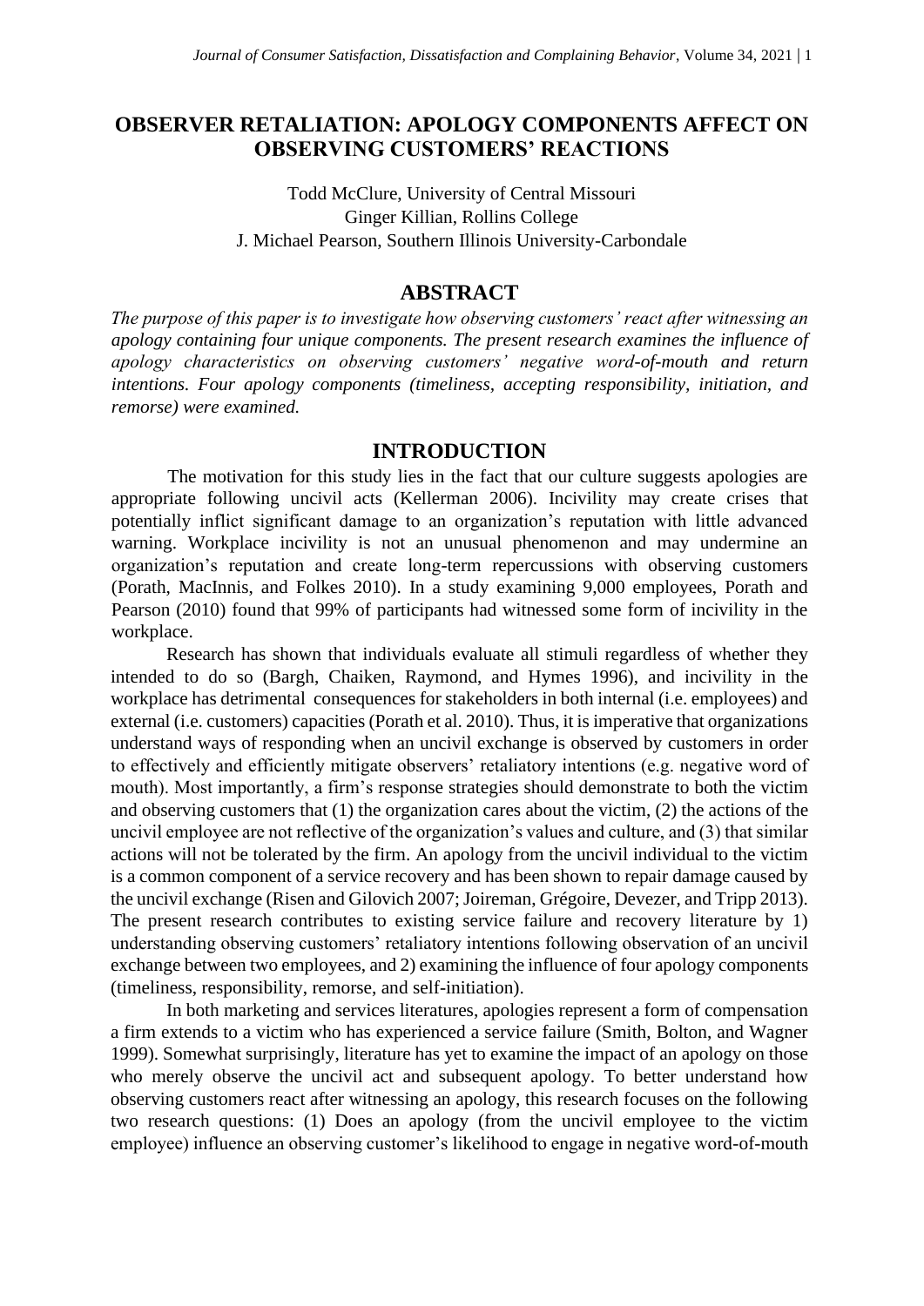# OBSERVER RETALIATION: APOLOGY COMPONENTS AFFECT ON OBSERVING CUSTOMERS' REACTIONS

Todd McClure, University of Central Missouri
Ginger Killian, Rollins College
J. Michael Pearson, Southern Illinois University-Carbondale

## ABSTRACT

*The purpose of this paper is to investigate how observing customers' react after witnessing an apology containing four unique components. The present research examines the influence of apology characteristics on observing customers' negative word-of-mouth and return intentions. Four apology components (timeliness, accepting responsibility, initiation, and remorse) were examined.*

## INTRODUCTION

The motivation for this study lies in the fact that our culture suggests apologies are appropriate following uncivil acts (Kellerman 2006). Incivility may create crises that potentially inflict significant damage to an organization's reputation with little advanced warning. Workplace incivility is not an unusual phenomenon and may undermine an organization's reputation and create long-term repercussions with observing customers (Porath, MacInnis, and Folkes 2010). In a study examining 9,000 employees, Porath and Pearson (2010) found that 99% of participants had witnessed some form of incivility in the workplace.

Research has shown that individuals evaluate all stimuli regardless of whether they intended to do so (Bargh, Chaiken, Raymond, and Hymes 1996), and incivility in the workplace has detrimental consequences for stakeholders in both internal (i.e. employees) and external (i.e. customers) capacities (Porath et al. 2010). Thus, it is imperative that organizations understand ways of responding when an uncivil exchange is observed by customers in order to effectively and efficiently mitigate observers' retaliatory intentions (e.g. negative word of mouth). Most importantly, a firm's response strategies should demonstrate to both the victim and observing customers that (1) the organization cares about the victim, (2) the actions of the uncivil employee are not reflective of the organization's values and culture, and (3) that similar actions will not be tolerated by the firm. An apology from the uncivil individual to the victim is a common component of a service recovery and has been shown to repair damage caused by the uncivil exchange (Risen and Gilovich 2007; Joireman, Grégoire, Devezer, and Tripp 2013). The present research contributes to existing service failure and recovery literature by 1) understanding observing customers' retaliatory intentions following observation of an uncivil exchange between two employees, and 2) examining the influence of four apology components (timeliness, responsibility, remorse, and self-initiation).

In both marketing and services literatures, apologies represent a form of compensation a firm extends to a victim who has experienced a service failure (Smith, Bolton, and Wagner 1999). Somewhat surprisingly, literature has yet to examine the impact of an apology on those who merely observe the uncivil act and subsequent apology. To better understand how observing customers react after witnessing an apology, this research focuses on the following two research questions: (1) Does an apology (from the uncivil employee to the victim employee) influence an observing customer's likelihood to engage in negative word-of-mouth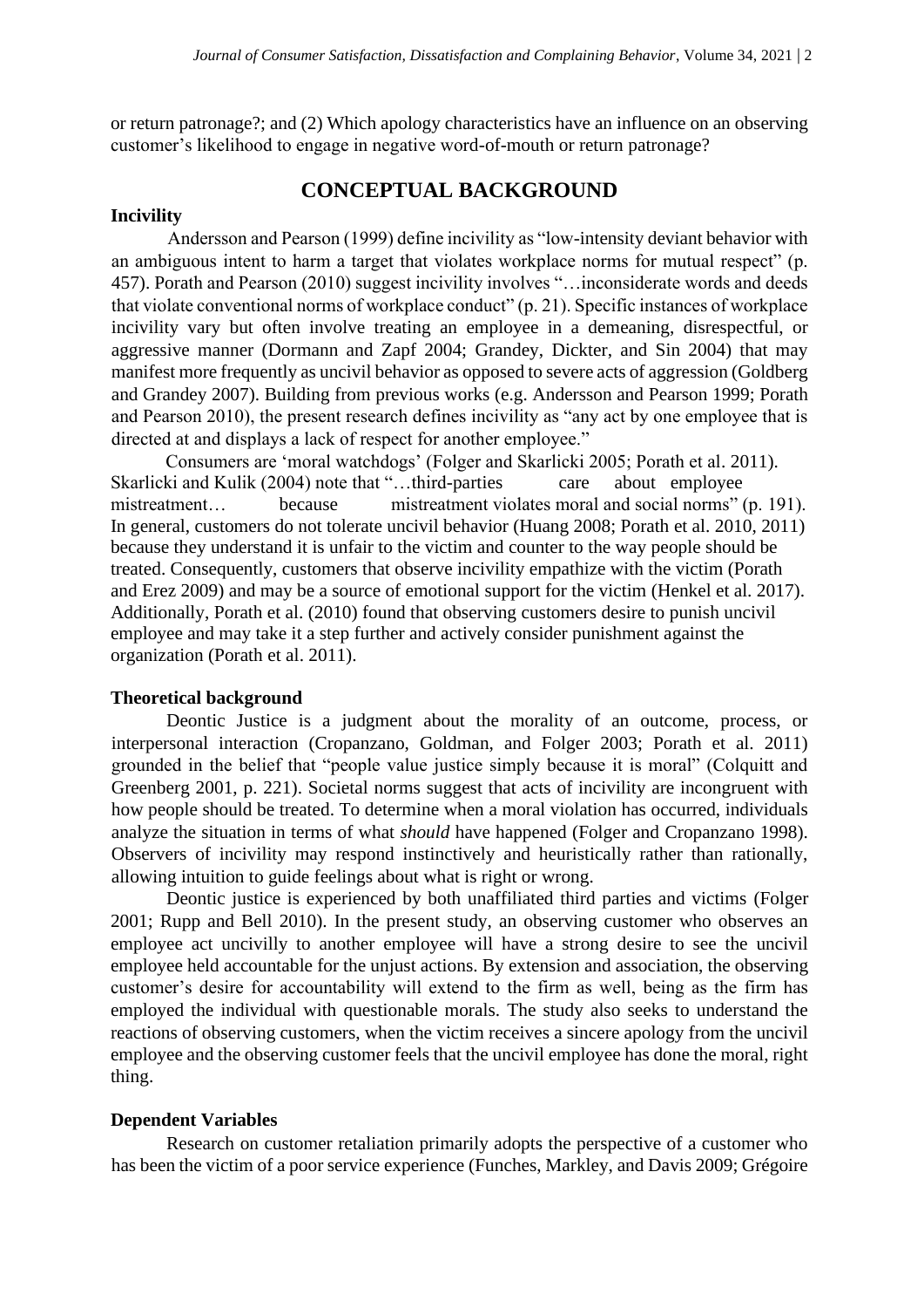or return patronage?; and (2) Which apology characteristics have an influence on an observing customer's likelihood to engage in negative word-of-mouth or return patronage?

## CONCEPTUAL BACKGROUND

### Incivility

Andersson and Pearson (1999) define incivility as "low-intensity deviant behavior with an ambiguous intent to harm a target that violates workplace norms for mutual respect" (p. 457). Porath and Pearson (2010) suggest incivility involves "…inconsiderate words and deeds that violate conventional norms of workplace conduct" (p. 21). Specific instances of workplace incivility vary but often involve treating an employee in a demeaning, disrespectful, or aggressive manner (Dormann and Zapf 2004; Grandey, Dickter, and Sin 2004) that may manifest more frequently as uncivil behavior as opposed to severe acts of aggression (Goldberg and Grandey 2007). Building from previous works (e.g. Andersson and Pearson 1999; Porath and Pearson 2010), the present research defines incivility as "any act by one employee that is directed at and displays a lack of respect for another employee."

Consumers are 'moral watchdogs' (Folger and Skarlicki 2005; Porath et al. 2011). Skarlicki and Kulik (2004) note that "…third-parties care about employee mistreatment… because mistreatment violates moral and social norms" (p. 191). In general, customers do not tolerate uncivil behavior (Huang 2008; Porath et al. 2010, 2011) because they understand it is unfair to the victim and counter to the way people should be treated. Consequently, customers that observe incivility empathize with the victim (Porath and Erez 2009) and may be a source of emotional support for the victim (Henkel et al. 2017). Additionally, Porath et al. (2010) found that observing customers desire to punish uncivil employee and may take it a step further and actively consider punishment against the organization (Porath et al. 2011).

### Theoretical background

Deontic Justice is a judgment about the morality of an outcome, process, or interpersonal interaction (Cropanzano, Goldman, and Folger 2003; Porath et al. 2011) grounded in the belief that "people value justice simply because it is moral" (Colquitt and Greenberg 2001, p. 221). Societal norms suggest that acts of incivility are incongruent with how people should be treated. To determine when a moral violation has occurred, individuals analyze the situation in terms of what *should* have happened (Folger and Cropanzano 1998). Observers of incivility may respond instinctively and heuristically rather than rationally, allowing intuition to guide feelings about what is right or wrong.

Deontic justice is experienced by both unaffiliated third parties and victims (Folger 2001; Rupp and Bell 2010). In the present study, an observing customer who observes an employee act uncivilly to another employee will have a strong desire to see the uncivil employee held accountable for the unjust actions. By extension and association, the observing customer's desire for accountability will extend to the firm as well, being as the firm has employed the individual with questionable morals. The study also seeks to understand the reactions of observing customers, when the victim receives a sincere apology from the uncivil employee and the observing customer feels that the uncivil employee has done the moral, right thing.

### Dependent Variables

Research on customer retaliation primarily adopts the perspective of a customer who has been the victim of a poor service experience (Funches, Markley, and Davis 2009; Grégoire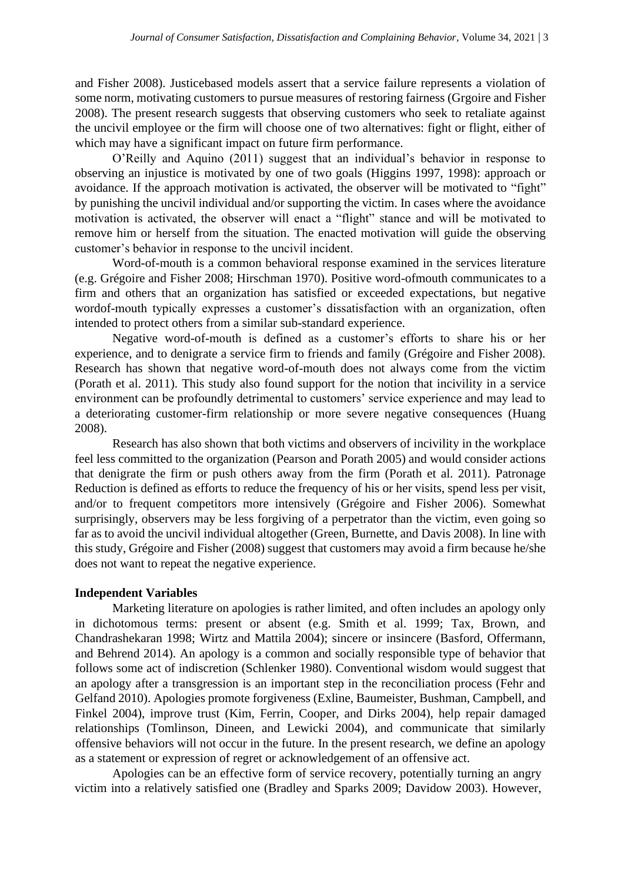and Fisher 2008). Justicebased models assert that a service failure represents a violation of some norm, motivating customers to pursue measures of restoring fairness (Grgoire and Fisher 2008). The present research suggests that observing customers who seek to retaliate against the uncivil employee or the firm will choose one of two alternatives: fight or flight, either of which may have a significant impact on future firm performance.

O'Reilly and Aquino (2011) suggest that an individual's behavior in response to observing an injustice is motivated by one of two goals (Higgins 1997, 1998): approach or avoidance. If the approach motivation is activated, the observer will be motivated to "fight" by punishing the uncivil individual and/or supporting the victim. In cases where the avoidance motivation is activated, the observer will enact a "flight" stance and will be motivated to remove him or herself from the situation. The enacted motivation will guide the observing customer's behavior in response to the uncivil incident.

Word-of-mouth is a common behavioral response examined in the services literature (e.g. Grégoire and Fisher 2008; Hirschman 1970). Positive word-ofmouth communicates to a firm and others that an organization has satisfied or exceeded expectations, but negative wordof-mouth typically expresses a customer's dissatisfaction with an organization, often intended to protect others from a similar sub-standard experience.

Negative word-of-mouth is defined as a customer's efforts to share his or her experience, and to denigrate a service firm to friends and family (Grégoire and Fisher 2008). Research has shown that negative word-of-mouth does not always come from the victim (Porath et al. 2011). This study also found support for the notion that incivility in a service environment can be profoundly detrimental to customers' service experience and may lead to a deteriorating customer-firm relationship or more severe negative consequences (Huang 2008).

Research has also shown that both victims and observers of incivility in the workplace feel less committed to the organization (Pearson and Porath 2005) and would consider actions that denigrate the firm or push others away from the firm (Porath et al. 2011). Patronage Reduction is defined as efforts to reduce the frequency of his or her visits, spend less per visit, and/or to frequent competitors more intensively (Grégoire and Fisher 2006). Somewhat surprisingly, observers may be less forgiving of a perpetrator than the victim, even going so far as to avoid the uncivil individual altogether (Green, Burnette, and Davis 2008). In line with this study, Grégoire and Fisher (2008) suggest that customers may avoid a firm because he/she does not want to repeat the negative experience.

**Independent Variables**

Marketing literature on apologies is rather limited, and often includes an apology only in dichotomous terms: present or absent (e.g. Smith et al. 1999; Tax, Brown, and Chandrashekaran 1998; Wirtz and Mattila 2004); sincere or insincere (Basford, Offermann, and Behrend 2014). An apology is a common and socially responsible type of behavior that follows some act of indiscretion (Schlenker 1980). Conventional wisdom would suggest that an apology after a transgression is an important step in the reconciliation process (Fehr and Gelfand 2010). Apologies promote forgiveness (Exline, Baumeister, Bushman, Campbell, and Finkel 2004), improve trust (Kim, Ferrin, Cooper, and Dirks 2004), help repair damaged relationships (Tomlinson, Dineen, and Lewicki 2004), and communicate that similarly offensive behaviors will not occur in the future. In the present research, we define an apology as a statement or expression of regret or acknowledgement of an offensive act.

Apologies can be an effective form of service recovery, potentially turning an angry victim into a relatively satisfied one (Bradley and Sparks 2009; Davidow 2003). However,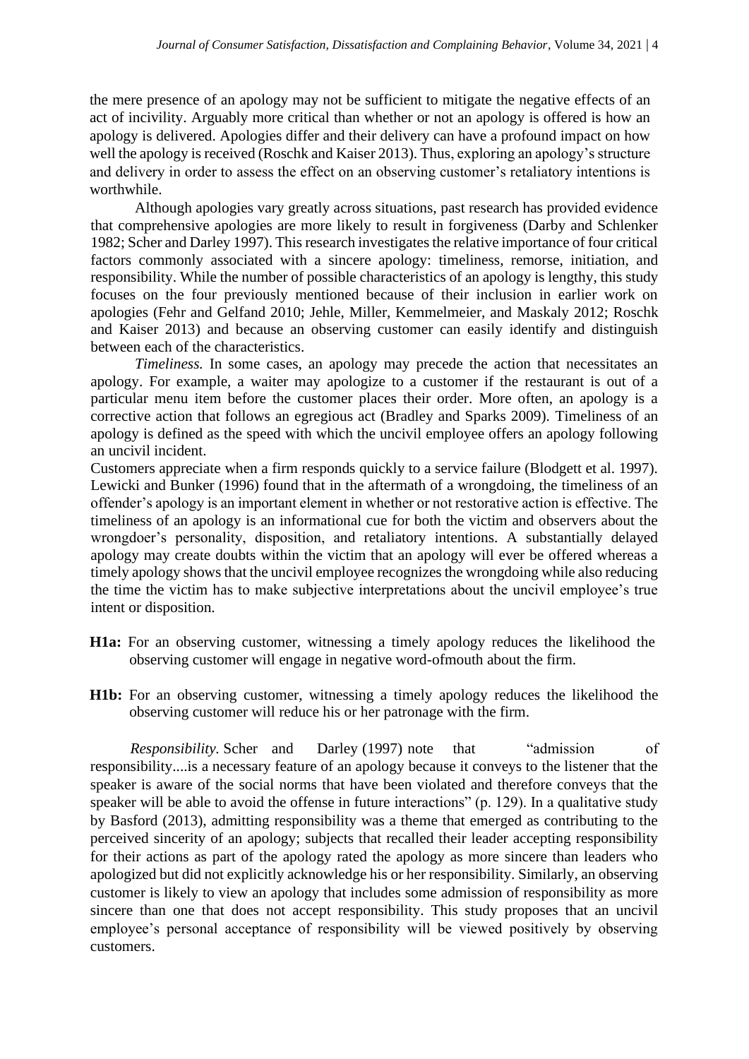the mere presence of an apology may not be sufficient to mitigate the negative effects of an act of incivility. Arguably more critical than whether or not an apology is offered is how an apology is delivered. Apologies differ and their delivery can have a profound impact on how well the apology is received (Roschk and Kaiser 2013). Thus, exploring an apology's structure and delivery in order to assess the effect on an observing customer's retaliatory intentions is worthwhile.

Although apologies vary greatly across situations, past research has provided evidence that comprehensive apologies are more likely to result in forgiveness (Darby and Schlenker 1982; Scher and Darley 1997). This research investigates the relative importance of four critical factors commonly associated with a sincere apology: timeliness, remorse, initiation, and responsibility. While the number of possible characteristics of an apology is lengthy, this study focuses on the four previously mentioned because of their inclusion in earlier work on apologies (Fehr and Gelfand 2010; Jehle, Miller, Kemmelmeier, and Maskaly 2012; Roschk and Kaiser 2013) and because an observing customer can easily identify and distinguish between each of the characteristics.

*Timeliness.* In some cases, an apology may precede the action that necessitates an apology. For example, a waiter may apologize to a customer if the restaurant is out of a particular menu item before the customer places their order. More often, an apology is a corrective action that follows an egregious act (Bradley and Sparks 2009). Timeliness of an apology is defined as the speed with which the uncivil employee offers an apology following an uncivil incident.

Customers appreciate when a firm responds quickly to a service failure (Blodgett et al. 1997). Lewicki and Bunker (1996) found that in the aftermath of a wrongdoing, the timeliness of an offender's apology is an important element in whether or not restorative action is effective. The timeliness of an apology is an informational cue for both the victim and observers about the wrongdoer's personality, disposition, and retaliatory intentions. A substantially delayed apology may create doubts within the victim that an apology will ever be offered whereas a timely apology shows that the uncivil employee recognizes the wrongdoing while also reducing the time the victim has to make subjective interpretations about the uncivil employee's true intent or disposition.

**H1a:** For an observing customer, witnessing a timely apology reduces the likelihood the observing customer will engage in negative word-ofmouth about the firm.

**H1b:** For an observing customer, witnessing a timely apology reduces the likelihood the observing customer will reduce his or her patronage with the firm.

*Responsibility.* Scher and Darley (1997) note that "admission of responsibility....is a necessary feature of an apology because it conveys to the listener that the speaker is aware of the social norms that have been violated and therefore conveys that the speaker will be able to avoid the offense in future interactions" (p. 129). In a qualitative study by Basford (2013), admitting responsibility was a theme that emerged as contributing to the perceived sincerity of an apology; subjects that recalled their leader accepting responsibility for their actions as part of the apology rated the apology as more sincere than leaders who apologized but did not explicitly acknowledge his or her responsibility. Similarly, an observing customer is likely to view an apology that includes some admission of responsibility as more sincere than one that does not accept responsibility. This study proposes that an uncivil employee's personal acceptance of responsibility will be viewed positively by observing customers.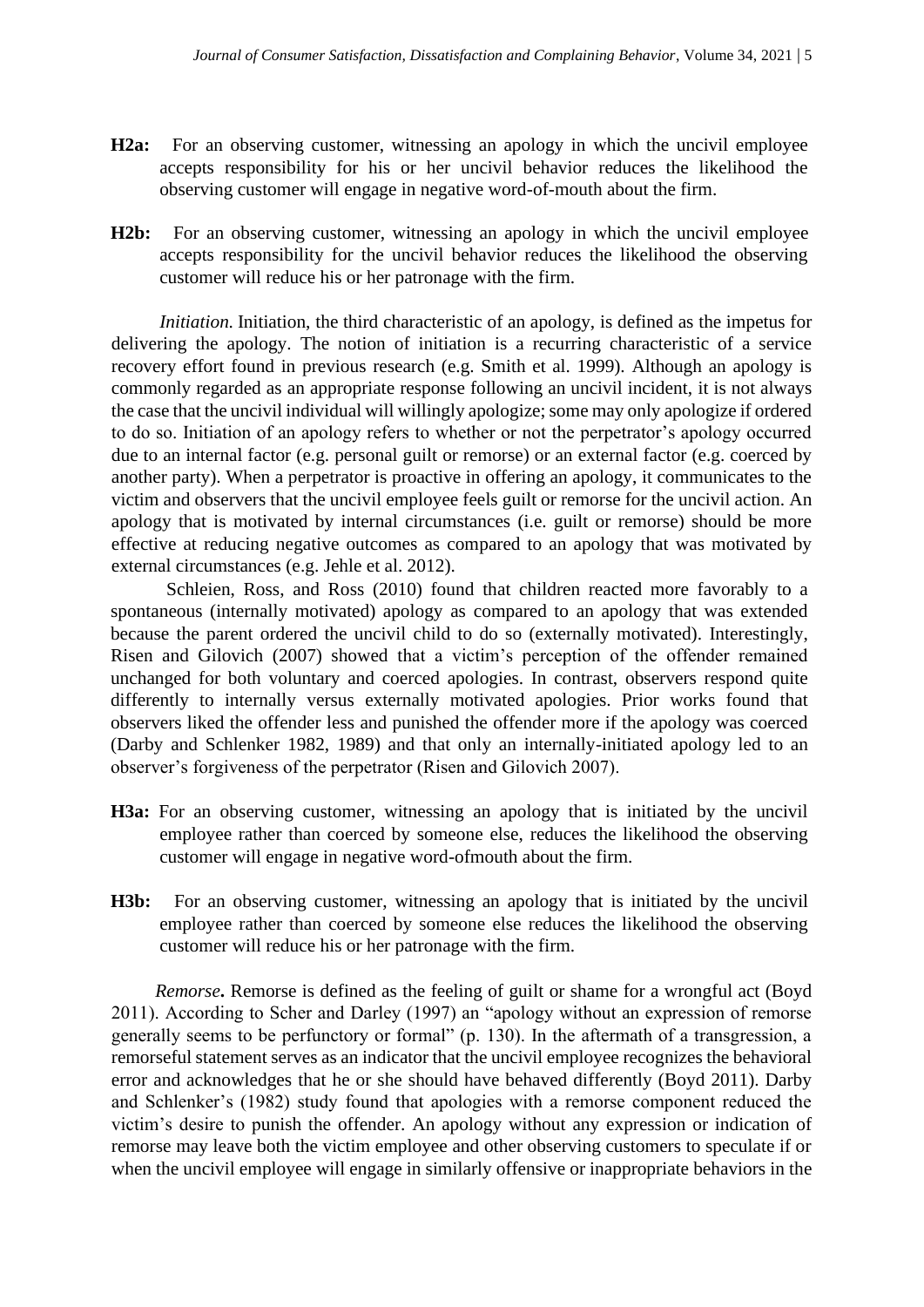**H2a:** For an observing customer, witnessing an apology in which the uncivil employee accepts responsibility for his or her uncivil behavior reduces the likelihood the observing customer will engage in negative word-of-mouth about the firm.

**H2b:** For an observing customer, witnessing an apology in which the uncivil employee accepts responsibility for the uncivil behavior reduces the likelihood the observing customer will reduce his or her patronage with the firm.

*Initiation.* Initiation, the third characteristic of an apology, is defined as the impetus for delivering the apology. The notion of initiation is a recurring characteristic of a service recovery effort found in previous research (e.g. Smith et al. 1999). Although an apology is commonly regarded as an appropriate response following an uncivil incident, it is not always the case that the uncivil individual will willingly apologize; some may only apologize if ordered to do so. Initiation of an apology refers to whether or not the perpetrator's apology occurred due to an internal factor (e.g. personal guilt or remorse) or an external factor (e.g. coerced by another party). When a perpetrator is proactive in offering an apology, it communicates to the victim and observers that the uncivil employee feels guilt or remorse for the uncivil action. An apology that is motivated by internal circumstances (i.e. guilt or remorse) should be more effective at reducing negative outcomes as compared to an apology that was motivated by external circumstances (e.g. Jehle et al. 2012).

Schleien, Ross, and Ross (2010) found that children reacted more favorably to a spontaneous (internally motivated) apology as compared to an apology that was extended because the parent ordered the uncivil child to do so (externally motivated). Interestingly, Risen and Gilovich (2007) showed that a victim's perception of the offender remained unchanged for both voluntary and coerced apologies. In contrast, observers respond quite differently to internally versus externally motivated apologies. Prior works found that observers liked the offender less and punished the offender more if the apology was coerced (Darby and Schlenker 1982, 1989) and that only an internally-initiated apology led to an observer's forgiveness of the perpetrator (Risen and Gilovich 2007).

**H3a:** For an observing customer, witnessing an apology that is initiated by the uncivil employee rather than coerced by someone else, reduces the likelihood the observing customer will engage in negative word-ofmouth about the firm.

**H3b:** For an observing customer, witnessing an apology that is initiated by the uncivil employee rather than coerced by someone else reduces the likelihood the observing customer will reduce his or her patronage with the firm.

*Remorse***.** Remorse is defined as the feeling of guilt or shame for a wrongful act (Boyd 2011). According to Scher and Darley (1997) an "apology without an expression of remorse generally seems to be perfunctory or formal" (p. 130). In the aftermath of a transgression, a remorseful statement serves as an indicator that the uncivil employee recognizes the behavioral error and acknowledges that he or she should have behaved differently (Boyd 2011). Darby and Schlenker's (1982) study found that apologies with a remorse component reduced the victim's desire to punish the offender. An apology without any expression or indication of remorse may leave both the victim employee and other observing customers to speculate if or when the uncivil employee will engage in similarly offensive or inappropriate behaviors in the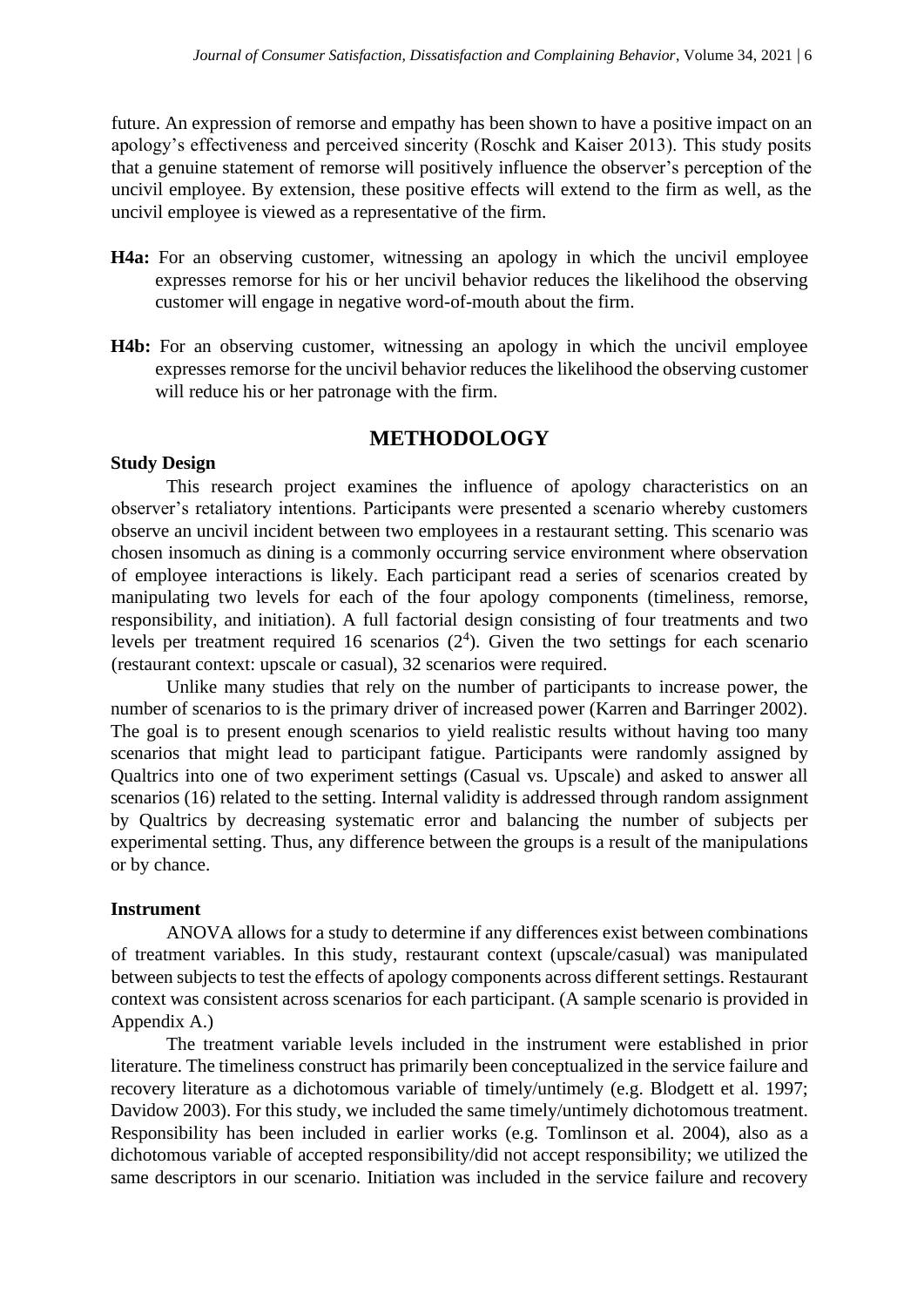future. An expression of remorse and empathy has been shown to have a positive impact on an apology's effectiveness and perceived sincerity (Roschk and Kaiser 2013). This study posits that a genuine statement of remorse will positively influence the observer's perception of the uncivil employee. By extension, these positive effects will extend to the firm as well, as the uncivil employee is viewed as a representative of the firm.

**H4a:** For an observing customer, witnessing an apology in which the uncivil employee expresses remorse for his or her uncivil behavior reduces the likelihood the observing customer will engage in negative word-of-mouth about the firm.

**H4b:** For an observing customer, witnessing an apology in which the uncivil employee expresses remorse for the uncivil behavior reduces the likelihood the observing customer will reduce his or her patronage with the firm.

## METHODOLOGY

### Study Design

This research project examines the influence of apology characteristics on an observer's retaliatory intentions. Participants were presented a scenario whereby customers observe an uncivil incident between two employees in a restaurant setting. This scenario was chosen insomuch as dining is a commonly occurring service environment where observation of employee interactions is likely. Each participant read a series of scenarios created by manipulating two levels for each of the four apology components (timeliness, remorse, responsibility, and initiation). A full factorial design consisting of four treatments and two levels per treatment required 16 scenarios ($2^4$). Given the two settings for each scenario (restaurant context: upscale or casual), 32 scenarios were required.

Unlike many studies that rely on the number of participants to increase power, the number of scenarios to is the primary driver of increased power (Karren and Barringer 2002). The goal is to present enough scenarios to yield realistic results without having too many scenarios that might lead to participant fatigue. Participants were randomly assigned by Qualtrics into one of two experiment settings (Casual vs. Upscale) and asked to answer all scenarios (16) related to the setting. Internal validity is addressed through random assignment by Qualtrics by decreasing systematic error and balancing the number of subjects per experimental setting. Thus, any difference between the groups is a result of the manipulations or by chance.

### Instrument

ANOVA allows for a study to determine if any differences exist between combinations of treatment variables. In this study, restaurant context (upscale/casual) was manipulated between subjects to test the effects of apology components across different settings. Restaurant context was consistent across scenarios for each participant. (A sample scenario is provided in Appendix A.)

The treatment variable levels included in the instrument were established in prior literature. The timeliness construct has primarily been conceptualized in the service failure and recovery literature as a dichotomous variable of timely/untimely (e.g. Blodgett et al. 1997; Davidow 2003). For this study, we included the same timely/untimely dichotomous treatment. Responsibility has been included in earlier works (e.g. Tomlinson et al. 2004), also as a dichotomous variable of accepted responsibility/did not accept responsibility; we utilized the same descriptors in our scenario. Initiation was included in the service failure and recovery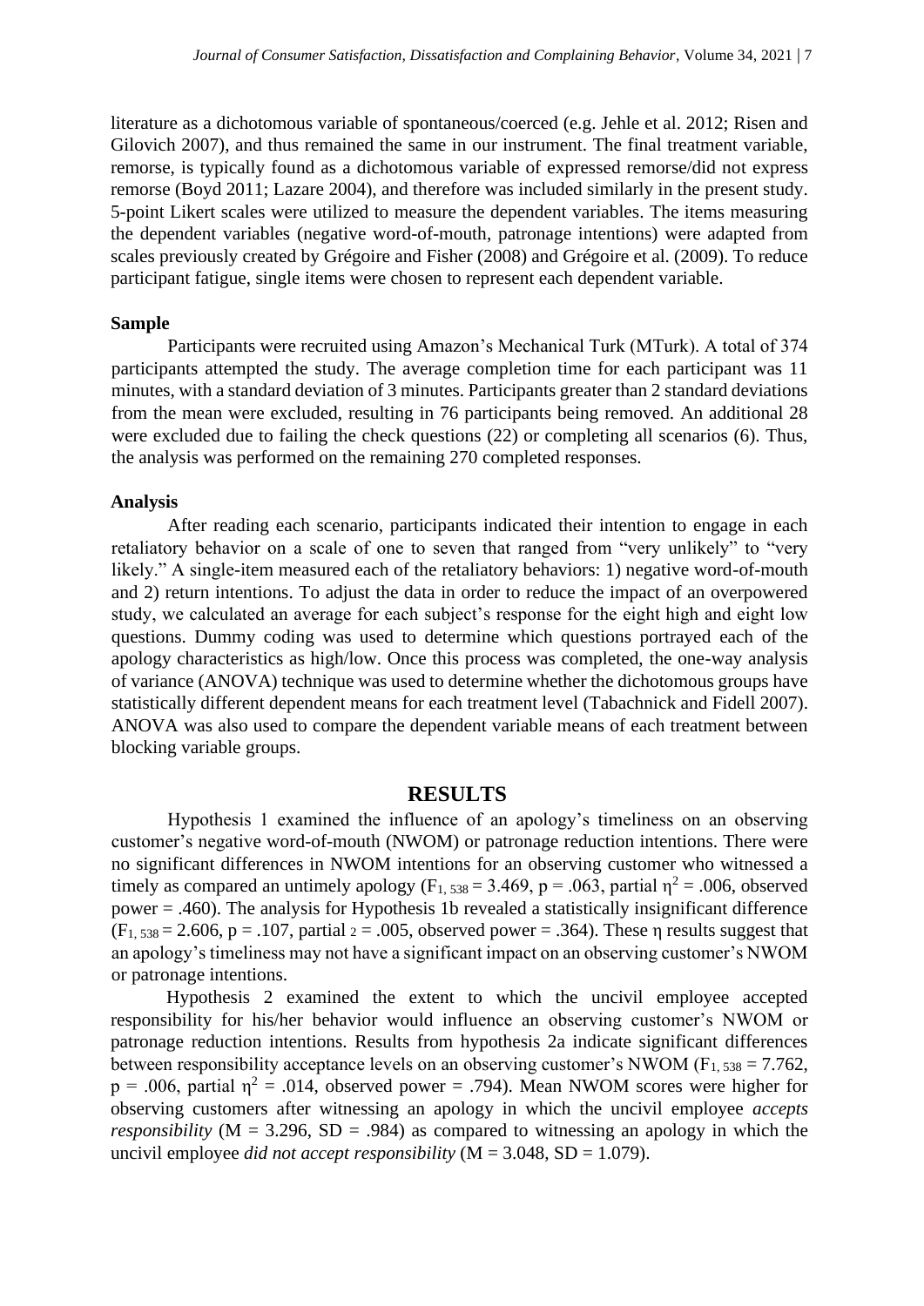literature as a dichotomous variable of spontaneous/coerced (e.g. Jehle et al. 2012; Risen and Gilovich 2007), and thus remained the same in our instrument. The final treatment variable, remorse, is typically found as a dichotomous variable of expressed remorse/did not express remorse (Boyd 2011; Lazare 2004), and therefore was included similarly in the present study. 5-point Likert scales were utilized to measure the dependent variables. The items measuring the dependent variables (negative word-of-mouth, patronage intentions) were adapted from scales previously created by Grégoire and Fisher (2008) and Grégoire et al. (2009). To reduce participant fatigue, single items were chosen to represent each dependent variable.

### Sample

Participants were recruited using Amazon's Mechanical Turk (MTurk). A total of 374 participants attempted the study. The average completion time for each participant was 11 minutes, with a standard deviation of 3 minutes. Participants greater than 2 standard deviations from the mean were excluded, resulting in 76 participants being removed. An additional 28 were excluded due to failing the check questions (22) or completing all scenarios (6). Thus, the analysis was performed on the remaining 270 completed responses.

### Analysis

After reading each scenario, participants indicated their intention to engage in each retaliatory behavior on a scale of one to seven that ranged from "very unlikely" to "very likely." A single-item measured each of the retaliatory behaviors: 1) negative word-of-mouth and 2) return intentions. To adjust the data in order to reduce the impact of an overpowered study, we calculated an average for each subject's response for the eight high and eight low questions. Dummy coding was used to determine which questions portrayed each of the apology characteristics as high/low. Once this process was completed, the one-way analysis of variance (ANOVA) technique was used to determine whether the dichotomous groups have statistically different dependent means for each treatment level (Tabachnick and Fidell 2007). ANOVA was also used to compare the dependent variable means of each treatment between blocking variable groups.

## RESULTS

Hypothesis 1 examined the influence of an apology's timeliness on an observing customer's negative word-of-mouth (NWOM) or patronage reduction intentions. There were no significant differences in NWOM intentions for an observing customer who witnessed a timely as compared an untimely apology ($F_{1, 538} = 3.469$, $p = .063$, partial $\eta^2 = .006$, observed power = .460). The analysis for Hypothesis 1b revealed a statistically insignificant difference ($F_{1, 538} = 2.606$, $p = .107$, partial $_2 = .005$, observed power = .364). These η results suggest that an apology's timeliness may not have a significant impact on an observing customer's NWOM or patronage intentions.

Hypothesis 2 examined the extent to which the uncivil employee accepted responsibility for his/her behavior would influence an observing customer's NWOM or patronage reduction intentions. Results from hypothesis 2a indicate significant differences between responsibility acceptance levels on an observing customer's NWOM ($F_{1, 538} = 7.762$, $p = .006$, partial $\eta^2 = .014$, observed power = .794). Mean NWOM scores were higher for observing customers after witnessing an apology in which the uncivil employee *accepts responsibility* ($M = 3.296$, $SD = .984$) as compared to witnessing an apology in which the uncivil employee *did not accept responsibility* ($M = 3.048$, $SD = 1.079$).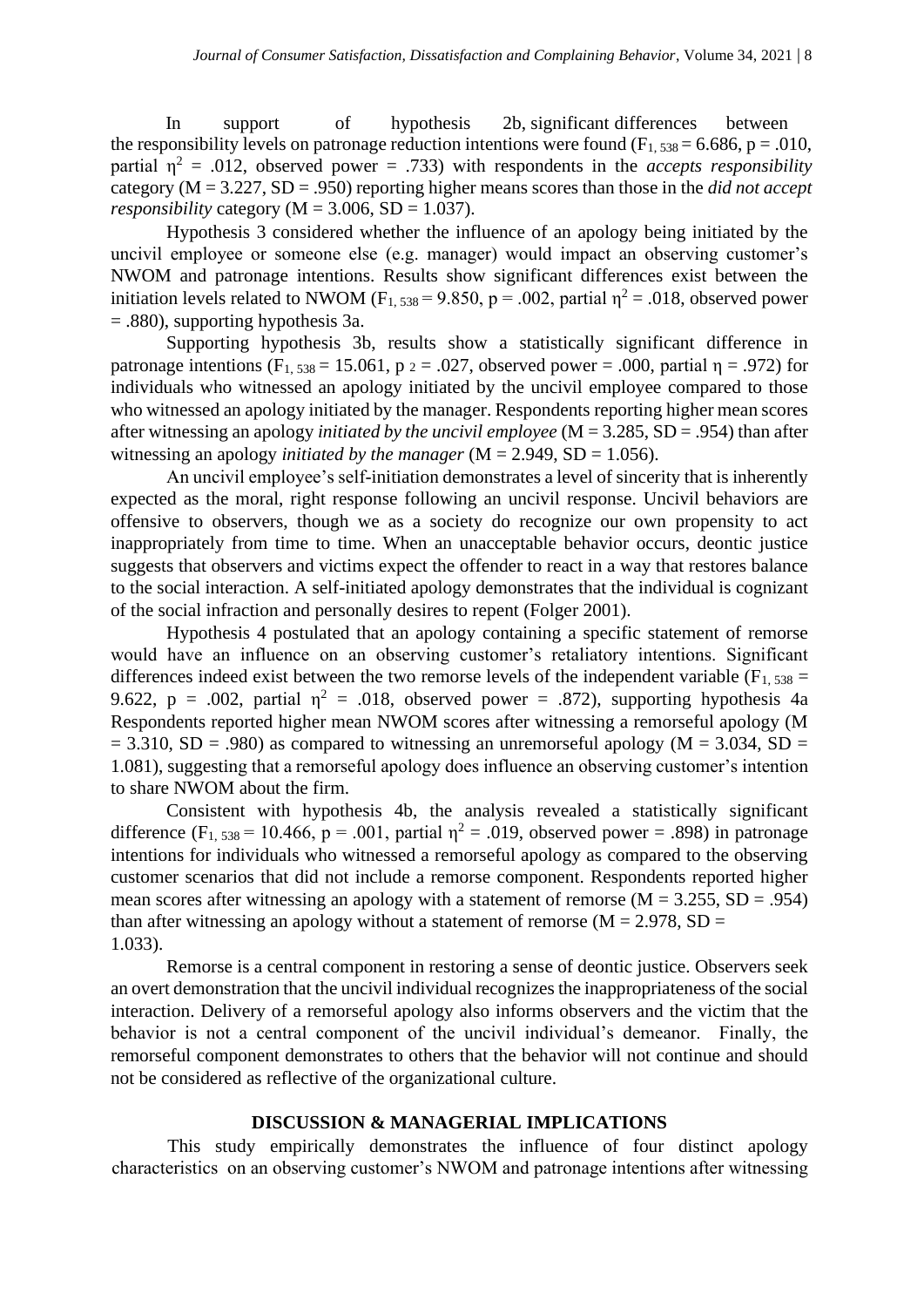In support of hypothesis 2b, significant differences between the responsibility levels on patronage reduction intentions were found ($F_{1, 538} = 6.686$, $p = .010$, partial $\eta^2 = .012$, observed power = .733) with respondents in the *accepts responsibility* category (M = 3.227, SD = .950) reporting higher means scores than those in the *did not accept responsibility* category (M = 3.006, SD = 1.037).

Hypothesis 3 considered whether the influence of an apology being initiated by the uncivil employee or someone else (e.g. manager) would impact an observing customer's NWOM and patronage intentions. Results show significant differences exist between the initiation levels related to NWOM ($F_{1, 538} = 9.850$, $p = .002$, partial $\eta^2 = .018$, observed power = .880), supporting hypothesis 3a.

Supporting hypothesis 3b, results show a statistically significant difference in patronage intentions ($F_{1, 538} = 15.061$, p $_2$ = .027, observed power = .000, partial $\eta$ = .972) for individuals who witnessed an apology initiated by the uncivil employee compared to those who witnessed an apology initiated by the manager. Respondents reporting higher mean scores after witnessing an apology *initiated by the uncivil employee* (M = 3.285, SD = .954) than after witnessing an apology *initiated by the manager* (M = 2.949, SD = 1.056).

An uncivil employee's self-initiation demonstrates a level of sincerity that is inherently expected as the moral, right response following an uncivil response. Uncivil behaviors are offensive to observers, though we as a society do recognize our own propensity to act inappropriately from time to time. When an unacceptable behavior occurs, deontic justice suggests that observers and victims expect the offender to react in a way that restores balance to the social interaction. A self-initiated apology demonstrates that the individual is cognizant of the social infraction and personally desires to repent (Folger 2001).

Hypothesis 4 postulated that an apology containing a specific statement of remorse would have an influence on an observing customer's retaliatory intentions. Significant differences indeed exist between the two remorse levels of the independent variable ($F_{1, 538} = 9.622$, $p = .002$, partial $\eta^2 = .018$, observed power = .872), supporting hypothesis 4a Respondents reported higher mean NWOM scores after witnessing a remorseful apology (M = 3.310, SD = .980) as compared to witnessing an unremorseful apology (M = 3.034, SD = 1.081), suggesting that a remorseful apology does influence an observing customer's intention to share NWOM about the firm.

Consistent with hypothesis 4b, the analysis revealed a statistically significant difference ($F_{1, 538} = 10.466$, $p = .001$, partial $\eta^2 = .019$, observed power = .898) in patronage intentions for individuals who witnessed a remorseful apology as compared to the observing customer scenarios that did not include a remorse component. Respondents reported higher mean scores after witnessing an apology with a statement of remorse (M = 3.255, SD = .954) than after witnessing an apology without a statement of remorse (M = 2.978, SD = 1.033).

Remorse is a central component in restoring a sense of deontic justice. Observers seek an overt demonstration that the uncivil individual recognizes the inappropriateness of the social interaction. Delivery of a remorseful apology also informs observers and the victim that the behavior is not a central component of the uncivil individual's demeanor. Finally, the remorseful component demonstrates to others that the behavior will not continue and should not be considered as reflective of the organizational culture.

## DISCUSSION & MANAGERIAL IMPLICATIONS

This study empirically demonstrates the influence of four distinct apology characteristics on an observing customer's NWOM and patronage intentions after witnessing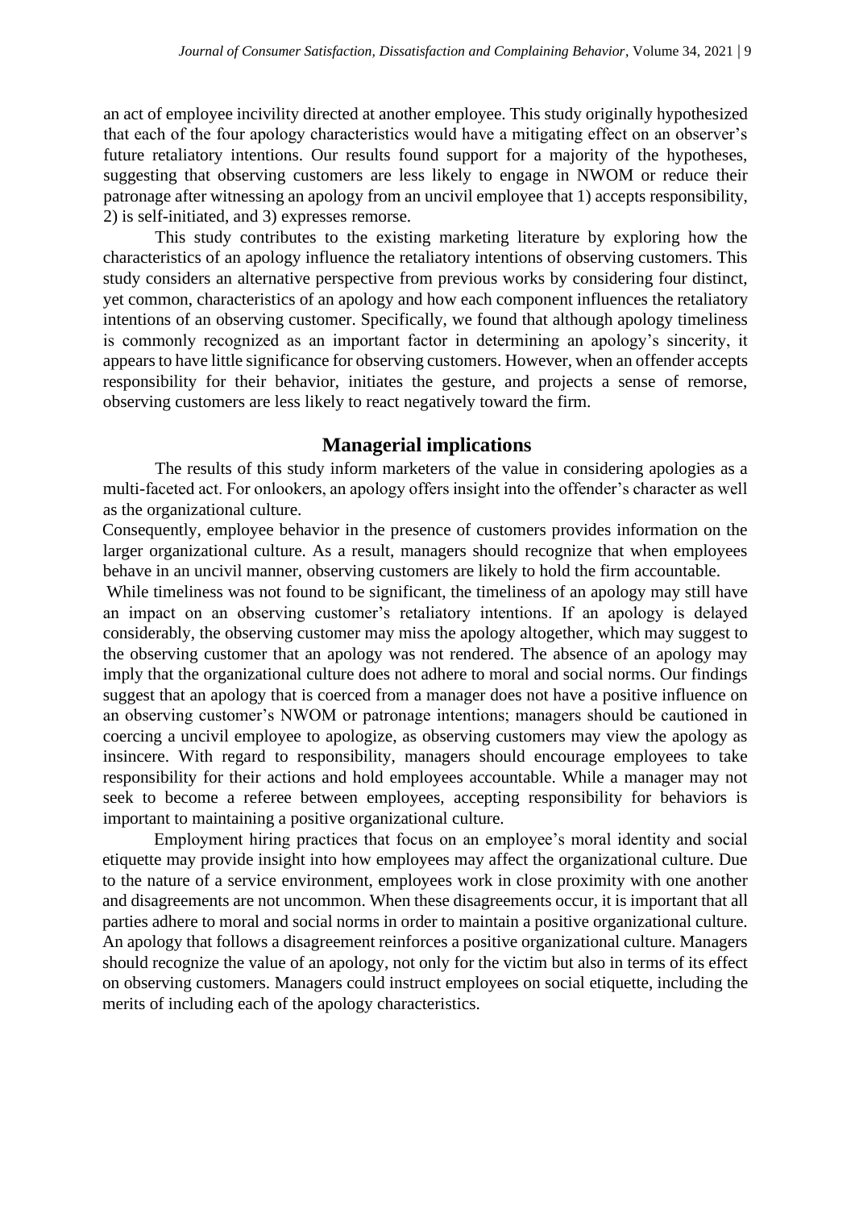an act of employee incivility directed at another employee. This study originally hypothesized that each of the four apology characteristics would have a mitigating effect on an observer's future retaliatory intentions. Our results found support for a majority of the hypotheses, suggesting that observing customers are less likely to engage in NWOM or reduce their patronage after witnessing an apology from an uncivil employee that 1) accepts responsibility, 2) is self-initiated, and 3) expresses remorse.

This study contributes to the existing marketing literature by exploring how the characteristics of an apology influence the retaliatory intentions of observing customers. This study considers an alternative perspective from previous works by considering four distinct, yet common, characteristics of an apology and how each component influences the retaliatory intentions of an observing customer. Specifically, we found that although apology timeliness is commonly recognized as an important factor in determining an apology's sincerity, it appears to have little significance for observing customers. However, when an offender accepts responsibility for their behavior, initiates the gesture, and projects a sense of remorse, observing customers are less likely to react negatively toward the firm.

## Managerial implications

The results of this study inform marketers of the value in considering apologies as a multi-faceted act. For onlookers, an apology offers insight into the offender's character as well as the organizational culture.

Consequently, employee behavior in the presence of customers provides information on the larger organizational culture. As a result, managers should recognize that when employees behave in an uncivil manner, observing customers are likely to hold the firm accountable.

While timeliness was not found to be significant, the timeliness of an apology may still have an impact on an observing customer's retaliatory intentions. If an apology is delayed considerably, the observing customer may miss the apology altogether, which may suggest to the observing customer that an apology was not rendered. The absence of an apology may imply that the organizational culture does not adhere to moral and social norms. Our findings suggest that an apology that is coerced from a manager does not have a positive influence on an observing customer's NWOM or patronage intentions; managers should be cautioned in coercing a uncivil employee to apologize, as observing customers may view the apology as insincere. With regard to responsibility, managers should encourage employees to take responsibility for their actions and hold employees accountable. While a manager may not seek to become a referee between employees, accepting responsibility for behaviors is important to maintaining a positive organizational culture.

Employment hiring practices that focus on an employee's moral identity and social etiquette may provide insight into how employees may affect the organizational culture. Due to the nature of a service environment, employees work in close proximity with one another and disagreements are not uncommon. When these disagreements occur, it is important that all parties adhere to moral and social norms in order to maintain a positive organizational culture. An apology that follows a disagreement reinforces a positive organizational culture. Managers should recognize the value of an apology, not only for the victim but also in terms of its effect on observing customers. Managers could instruct employees on social etiquette, including the merits of including each of the apology characteristics.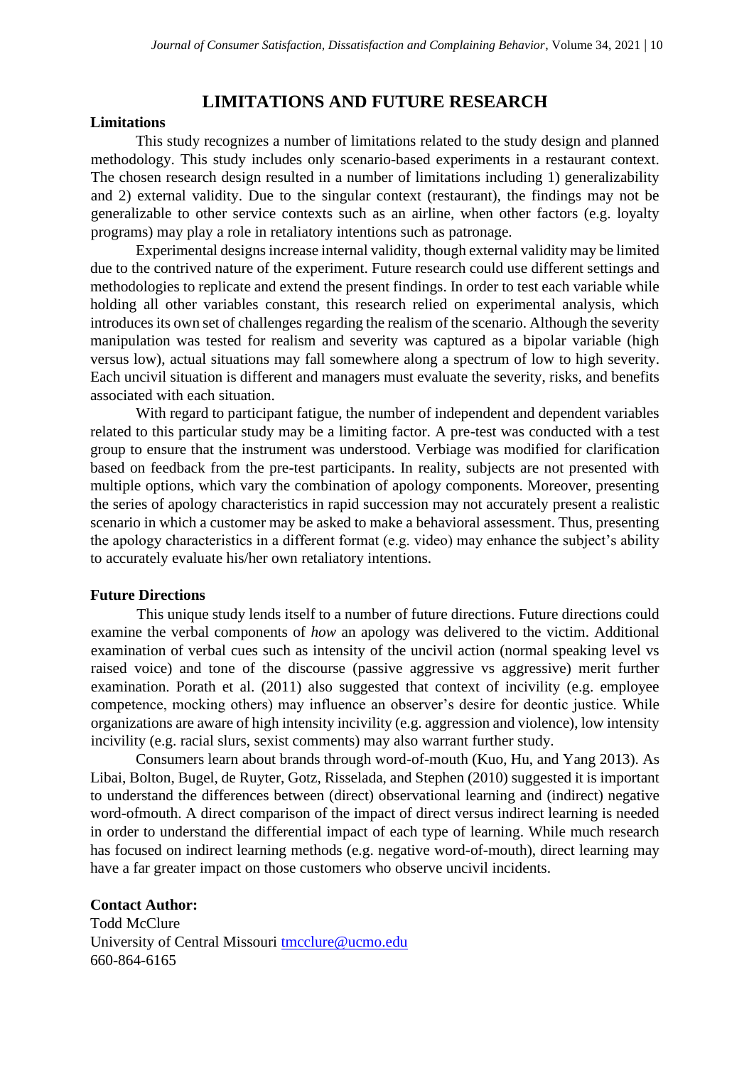## LIMITATIONS AND FUTURE RESEARCH

### Limitations

This study recognizes a number of limitations related to the study design and planned methodology. This study includes only scenario-based experiments in a restaurant context. The chosen research design resulted in a number of limitations including 1) generalizability and 2) external validity. Due to the singular context (restaurant), the findings may not be generalizable to other service contexts such as an airline, when other factors (e.g. loyalty programs) may play a role in retaliatory intentions such as patronage.

Experimental designs increase internal validity, though external validity may be limited due to the contrived nature of the experiment. Future research could use different settings and methodologies to replicate and extend the present findings. In order to test each variable while holding all other variables constant, this research relied on experimental analysis, which introduces its own set of challenges regarding the realism of the scenario. Although the severity manipulation was tested for realism and severity was captured as a bipolar variable (high versus low), actual situations may fall somewhere along a spectrum of low to high severity. Each uncivil situation is different and managers must evaluate the severity, risks, and benefits associated with each situation.

With regard to participant fatigue, the number of independent and dependent variables related to this particular study may be a limiting factor. A pre-test was conducted with a test group to ensure that the instrument was understood. Verbiage was modified for clarification based on feedback from the pre-test participants. In reality, subjects are not presented with multiple options, which vary the combination of apology components. Moreover, presenting the series of apology characteristics in rapid succession may not accurately present a realistic scenario in which a customer may be asked to make a behavioral assessment. Thus, presenting the apology characteristics in a different format (e.g. video) may enhance the subject's ability to accurately evaluate his/her own retaliatory intentions.

### Future Directions

This unique study lends itself to a number of future directions. Future directions could examine the verbal components of *how* an apology was delivered to the victim. Additional examination of verbal cues such as intensity of the uncivil action (normal speaking level vs raised voice) and tone of the discourse (passive aggressive vs aggressive) merit further examination. Porath et al. (2011) also suggested that context of incivility (e.g. employee competence, mocking others) may influence an observer's desire for deontic justice. While organizations are aware of high intensity incivility (e.g. aggression and violence), low intensity incivility (e.g. racial slurs, sexist comments) may also warrant further study.

Consumers learn about brands through word-of-mouth (Kuo, Hu, and Yang 2013). As Libai, Bolton, Bugel, de Ruyter, Gotz, Risselada, and Stephen (2010) suggested it is important to understand the differences between (direct) observational learning and (indirect) negative word-ofmouth. A direct comparison of the impact of direct versus indirect learning is needed in order to understand the differential impact of each type of learning. While much research has focused on indirect learning methods (e.g. negative word-of-mouth), direct learning may have a far greater impact on those customers who observe uncivil incidents.

**Contact Author:**
Todd McClure
University of Central Missouri tmcclure@ucmo.edu
660-864-6165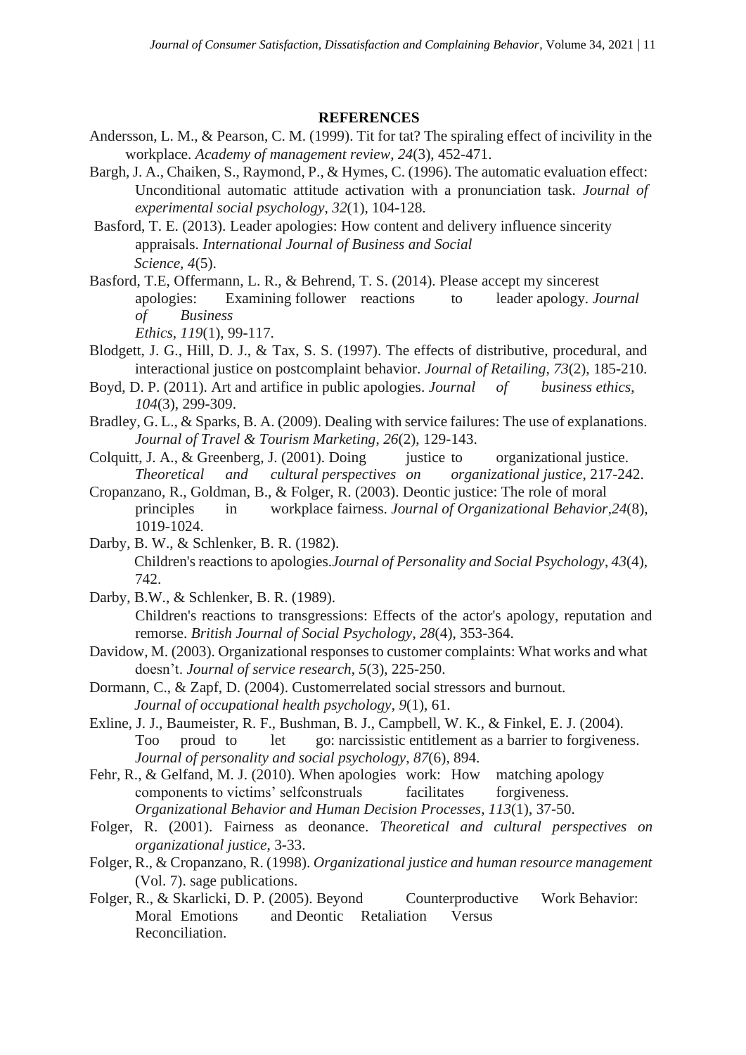## REFERENCES

Andersson, L. M., & Pearson, C. M. (1999). Tit for tat? The spiraling effect of incivility in the workplace. *Academy of management review*, *24*(3), 452-471.

Bargh, J. A., Chaiken, S., Raymond, P., & Hymes, C. (1996). The automatic evaluation effect: Unconditional automatic attitude activation with a pronunciation task. *Journal of experimental social psychology*, *32*(1), 104-128.

Basford, T. E. (2013). Leader apologies: How content and delivery influence sincerity appraisals. *International Journal of Business and Social Science*, *4*(5).

Basford, T.E, Offermann, L. R., & Behrend, T. S. (2014). Please accept my sincerest apologies: Examining follower reactions to leader apology. *Journal of Business Ethics*, *119*(1), 99-117.

Blodgett, J. G., Hill, D. J., & Tax, S. S. (1997). The effects of distributive, procedural, and interactional justice on postcomplaint behavior. *Journal of Retailing*, *73*(2), 185-210.

Boyd, D. P. (2011). Art and artifice in public apologies. *Journal of business ethics*, *104*(3), 299-309.

Bradley, G. L., & Sparks, B. A. (2009). Dealing with service failures: The use of explanations. *Journal of Travel & Tourism Marketing*, *26*(2), 129-143.

Colquitt, J. A., & Greenberg, J. (2001). Doing justice to organizational justice. *Theoretical and cultural perspectives on organizational justice*, 217-242.

Cropanzano, R., Goldman, B., & Folger, R. (2003). Deontic justice: The role of moral principles in workplace fairness. *Journal of Organizational Behavior*,*24*(8), 1019-1024.

Darby, B. W., & Schlenker, B. R. (1982). Children's reactions to apologies.*Journal of Personality and Social Psychology*, *43*(4), 742.

Darby, B.W., & Schlenker, B. R. (1989). Children's reactions to transgressions: Effects of the actor's apology, reputation and remorse. *British Journal of Social Psychology*, *28*(4), 353-364.

Davidow, M. (2003). Organizational responses to customer complaints: What works and what doesn't. *Journal of service research*, *5*(3), 225-250.

Dormann, C., & Zapf, D. (2004). Customerrelated social stressors and burnout. *Journal of occupational health psychology*, *9*(1), 61.

Exline, J. J., Baumeister, R. F., Bushman, B. J., Campbell, W. K., & Finkel, E. J. (2004). Too proud to let go: narcissistic entitlement as a barrier to forgiveness. *Journal of personality and social psychology*, *87*(6), 894.

Fehr, R., & Gelfand, M. J. (2010). When apologies work: How matching apology components to victims' selfconstruals facilitates forgiveness. *Organizational Behavior and Human Decision Processes*, *113*(1), 37-50.

Folger, R. (2001). Fairness as deonance. *Theoretical and cultural perspectives on organizational justice*, 3-33.

Folger, R., & Cropanzano, R. (1998). *Organizational justice and human resource management* (Vol. 7). sage publications.

Folger, R., & Skarlicki, D. P. (2005). Beyond Counterproductive Work Behavior: Moral Emotions and Deontic Retaliation Versus Reconciliation.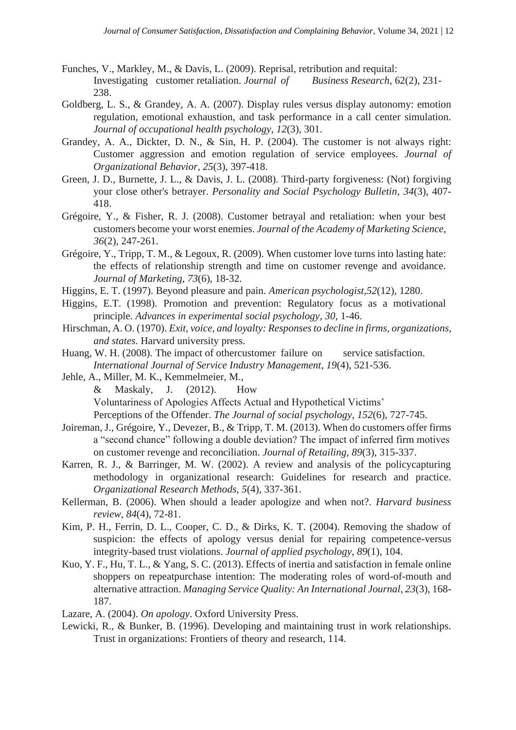Funches, V., Markley, M., & Davis, L. (2009). Reprisal, retribution and requital: Investigating customer retaliation. *Journal of Business Research*, 62(2), 231-238.

Goldberg, L. S., & Grandey, A. A. (2007). Display rules versus display autonomy: emotion regulation, emotional exhaustion, and task performance in a call center simulation. *Journal of occupational health psychology*, *12*(3), 301.

Grandey, A. A., Dickter, D. N., & Sin, H. P. (2004). The customer is not always right: Customer aggression and emotion regulation of service employees. *Journal of Organizational Behavior*, *25*(3), 397-418.

Green, J. D., Burnette, J. L., & Davis, J. L. (2008). Third-party forgiveness: (Not) forgiving your close other's betrayer. *Personality and Social Psychology Bulletin*, *34*(3), 407-418.

Grégoire, Y., & Fisher, R. J. (2008). Customer betrayal and retaliation: when your best customers become your worst enemies. *Journal of the Academy of Marketing Science*, *36*(2), 247-261.

Grégoire, Y., Tripp, T. M., & Legoux, R. (2009). When customer love turns into lasting hate: the effects of relationship strength and time on customer revenge and avoidance. *Journal of Marketing*, *73*(6), 18-32.

Higgins, E. T. (1997). Beyond pleasure and pain. *American psychologist*,*52*(12), 1280.

Higgins, E.T. (1998). Promotion and prevention: Regulatory focus as a motivational principle. *Advances in experimental social psychology*, *30*, 1-46.

Hirschman, A. O. (1970). *Exit, voice, and loyalty: Responses to decline in firms, organizations, and states*. Harvard university press.

Huang, W. H. (2008). The impact of othercustomer failure on service satisfaction. *International Journal of Service Industry Management*, *19*(4), 521-536.

Jehle, A., Miller, M. K., Kemmelmeier, M., & Maskaly, J. (2012). How Voluntariness of Apologies Affects Actual and Hypothetical Victims' Perceptions of the Offender. *The Journal of social psychology*, *152*(6), 727-745.

Joireman, J., Grégoire, Y., Devezer, B., & Tripp, T. M. (2013). When do customers offer firms a "second chance" following a double deviation? The impact of inferred firm motives on customer revenge and reconciliation. *Journal of Retailing*, *89*(3), 315-337.

Karren, R. J., & Barringer, M. W. (2002). A review and analysis of the policycapturing methodology in organizational research: Guidelines for research and practice. *Organizational Research Methods*, *5*(4), 337-361.

Kellerman, B. (2006). When should a leader apologize and when not?. *Harvard business review*, *84*(4), 72-81.

Kim, P. H., Ferrin, D. L., Cooper, C. D., & Dirks, K. T. (2004). Removing the shadow of suspicion: the effects of apology versus denial for repairing competence-versus integrity-based trust violations. *Journal of applied psychology*, *89*(1), 104.

Kuo, Y. F., Hu, T. L., & Yang, S. C. (2013). Effects of inertia and satisfaction in female online shoppers on repeatpurchase intention: The moderating roles of word-of-mouth and alternative attraction. *Managing Service Quality: An International Journal*, *23*(3), 168-187.

Lazare, A. (2004). *On apology*. Oxford University Press.

Lewicki, R., & Bunker, B. (1996). Developing and maintaining trust in work relationships. Trust in organizations: Frontiers of theory and research, 114.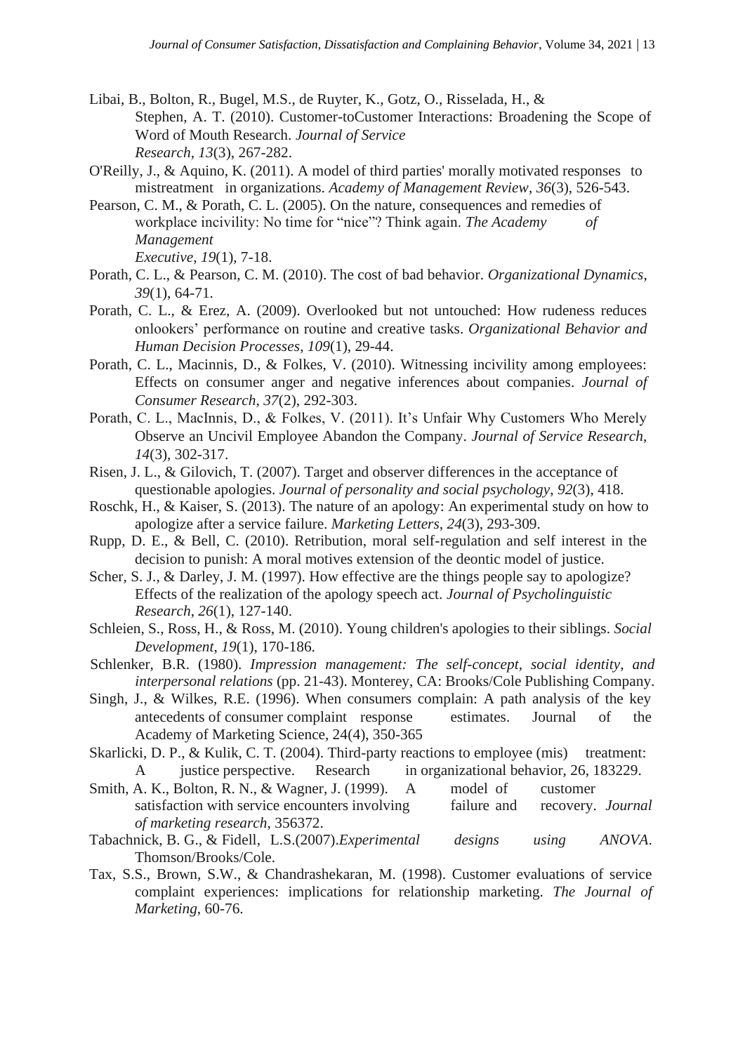Libai, B., Bolton, R., Bugel, M.S., de Ruyter, K., Gotz, O., Risselada, H., & Stephen, A. T. (2010). Customer-toCustomer Interactions: Broadening the Scope of Word of Mouth Research. *Journal of Service Research, 13*(3), 267-282.

O'Reilly, J., & Aquino, K. (2011). A model of third parties' morally motivated responses to mistreatment in organizations. *Academy of Management Review*, *36*(3), 526-543.

Pearson, C. M., & Porath, C. L. (2005). On the nature, consequences and remedies of workplace incivility: No time for "nice"? Think again. *The Academy of Management Executive*, *19*(1), 7-18.

Porath, C. L., & Pearson, C. M. (2010). The cost of bad behavior. *Organizational Dynamics*, *39*(1), 64-71.

Porath, C. L., & Erez, A. (2009). Overlooked but not untouched: How rudeness reduces onlookers' performance on routine and creative tasks. *Organizational Behavior and Human Decision Processes*, *109*(1), 29-44.

Porath, C. L., Macinnis, D., & Folkes, V. (2010). Witnessing incivility among employees: Effects on consumer anger and negative inferences about companies. *Journal of Consumer Research*, *37*(2), 292-303.

Porath, C. L., MacInnis, D., & Folkes, V. (2011). It's Unfair Why Customers Who Merely Observe an Uncivil Employee Abandon the Company. *Journal of Service Research*, *14*(3), 302-317.

Risen, J. L., & Gilovich, T. (2007). Target and observer differences in the acceptance of questionable apologies. *Journal of personality and social psychology*, *92*(3), 418.

Roschk, H., & Kaiser, S. (2013). The nature of an apology: An experimental study on how to apologize after a service failure. *Marketing Letters*, *24*(3), 293-309.

Rupp, D. E., & Bell, C. (2010). Retribution, moral self-regulation and self interest in the decision to punish: A moral motives extension of the deontic model of justice.

Scher, S. J., & Darley, J. M. (1997). How effective are the things people say to apologize? Effects of the realization of the apology speech act. *Journal of Psycholinguistic Research*, *26*(1), 127-140.

Schleien, S., Ross, H., & Ross, M. (2010). Young children's apologies to their siblings. *Social Development*, *19*(1), 170-186.

Schlenker, B.R. (1980). *Impression management: The self-concept, social identity, and interpersonal relations* (pp. 21-43). Monterey, CA: Brooks/Cole Publishing Company.

Singh, J., & Wilkes, R.E. (1996). When consumers complain: A path analysis of the key antecedents of consumer complaint response estimates. Journal of the Academy of Marketing Science, 24(4), 350-365

Skarlicki, D. P., & Kulik, C. T. (2004). Third-party reactions to employee (mis) treatment: A justice perspective. Research in organizational behavior, 26, 183229.

Smith, A. K., Bolton, R. N., & Wagner, J. (1999). A model of customer satisfaction with service encounters involving failure and recovery. *Journal of marketing research*, 356372.

Tabachnick, B. G., & Fidell, L.S.(2007).*Experimental designs using ANOVA*. Thomson/Brooks/Cole.

Tax, S.S., Brown, S.W., & Chandrashekaran, M. (1998). Customer evaluations of service complaint experiences: implications for relationship marketing. *The Journal of Marketing*, 60-76.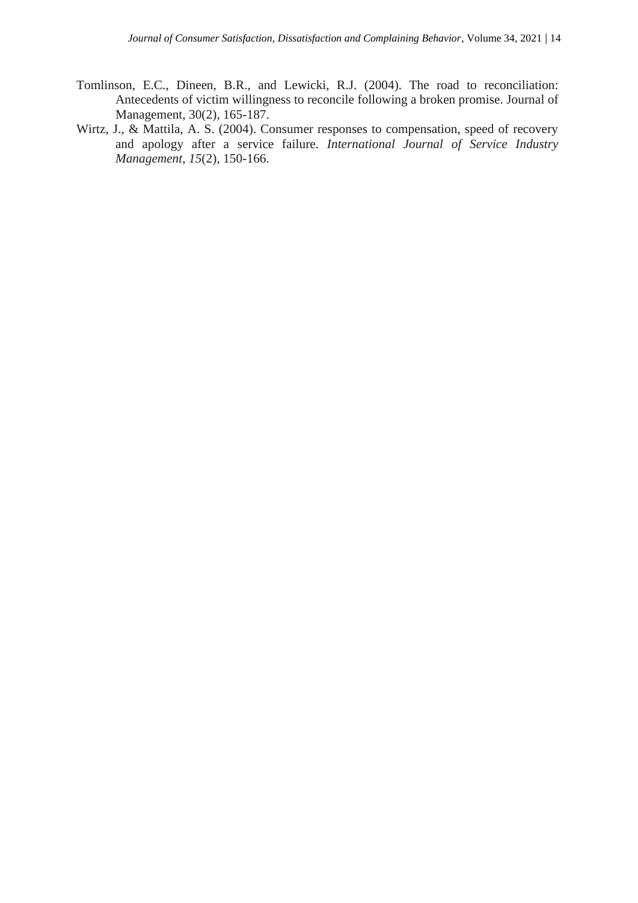Tomlinson, E.C., Dineen, B.R., and Lewicki, R.J. (2004). The road to reconciliation: Antecedents of victim willingness to reconcile following a broken promise. Journal of Management, 30(2), 165-187.

Wirtz, J., & Mattila, A. S. (2004). Consumer responses to compensation, speed of recovery and apology after a service failure. *International Journal of Service Industry Management*, *15*(2), 150-166.